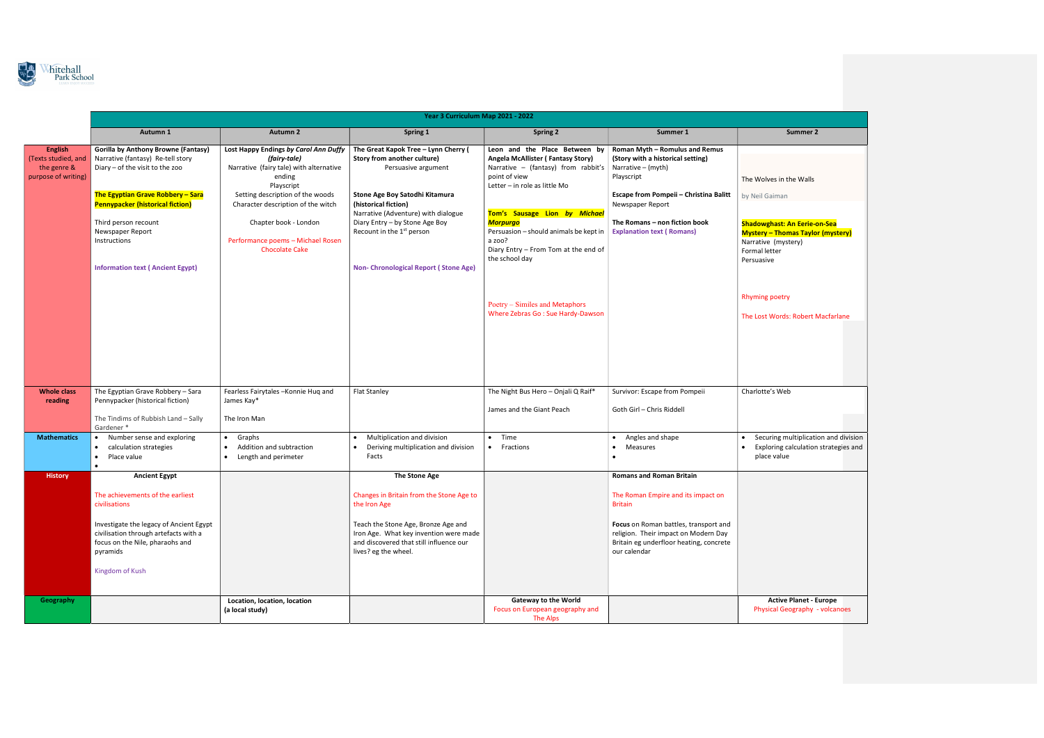Whitehall Park School

| Year 3 Curriculum Map 2021 - 2022 | | | | | | |
|---|---|---|---|---|---|---|
| | **Autumn 1** | **Autumn 2** | **Spring 1** | **Spring 2** | **Summer 1** | **Summer 2** |
| **English** (Texts studied, and the genre & purpose of writing) | **Gorilla by Anthony Browne (Fantasy)**<br>Narrative (fantasy) Re-tell story<br>Diary – of the visit to the zoo<br><br>**The Egyptian Grave Robbery – Sara Pennypacker (historical fiction)**<br><br>Third person recount<br>Newspaper Report<br>Instructions<br><br>**Information text ( Ancient Egypt)** | **Lost Happy Endings *by Carol Ann Duffy (fairy-tale)***<br>Narrative (fairy tale) with alternative ending<br>Playscript<br>Setting description of the woods<br>Character description of the witch<br><br>Chapter book - London<br><br>Performance poems – Michael Rosen Chocolate Cake | **The Great Kapok Tree – Lynn Cherry ( Story from another culture)**<br>Persuasive argument<br><br>**Stone Age Boy Satodhi Kitamura (historical fiction)**<br>Narrative (Adventure) with dialogue<br>Diary Entry – by Stone Age Boy<br>Recount in the 1st person<br><br>**Non- Chronological Report ( Stone Age)** | **Leon and the Place Between by Angela McAllister ( Fantasy Story)**<br>Narrative – (fantasy) from rabbit's point of view<br>Letter – in role as little Mo<br><br>***Tom's Sausage Lion by Michael Morpurgo***<br>Persuasion – should animals be kept in a zoo?<br>Diary Entry – From Tom at the end of the school day<br><br>Poetry – Similes and Metaphors<br>Where Zebras Go : Sue Hardy-Dawson | **Roman Myth – Romulus and Remus (Story with a historical setting)**<br>Narrative – (myth)<br>Playscript<br><br>**Escape from Pompeii – Christina Balitt**<br>Newspaper Report<br><br>**The Romans – non fiction book**<br>**Explanation text ( Romans)** | The Wolves in the Walls<br><br>by Neil Gaiman<br><br>**Shadowghast: An Eerie-on-Sea Mystery – Thomas Taylor (mystery)**<br>Narrative (mystery)<br>Formal letter<br>Persuasive<br><br>Rhyming poetry<br><br>The Lost Words: Robert Macfarlane |
| **Whole class reading** | The Egyptian Grave Robbery – Sara Pennypacker (historical fiction)<br><br>The Tindims of Rubbish Land – Sally Gardener * | Fearless Fairytales –Konnie Huq and James Kay*<br><br>The Iron Man | Flat Stanley | The Night Bus Hero – Onjali Q Raif*<br><br>James and the Giant Peach | Survivor: Escape from Pompeii<br><br>Goth Girl – Chris Riddell | Charlotte's Web |
| **Mathematics** | • Number sense and exploring<br>• calculation strategies<br>• Place value<br>• | • Graphs<br>• Addition and subtraction<br>• Length and perimeter | • Multiplication and division<br>• Deriving multiplication and division Facts | • Time<br>• Fractions | • Angles and shape<br>• Measures<br>• | • Securing multiplication and division<br>• Exploring calculation strategies and place value |
| **History** | **Ancient Egypt**<br><br>The achievements of the earliest civilisations<br><br>Investigate the legacy of Ancient Egypt civilisation through artefacts with a focus on the Nile, pharaohs and pyramids<br><br>Kingdom of Kush | | **The Stone Age**<br><br>Changes in Britain from the Stone Age to the Iron Age<br><br>Teach the Stone Age, Bronze Age and Iron Age. What key invention were made and discovered that still influence our lives? eg the wheel. | | **Romans and Roman Britain**<br><br>The Roman Empire and its impact on Britain<br><br>**Focus** on Roman battles, transport and religion. Their impact on Modern Day Britain eg underfloor heating, concrete our calendar | |
| **Geography** | | **Location, location, location (a local study)** | | **Gateway to the World**<br>Focus on European geography and The Alps | | **Active Planet - Europe**<br>Physical Geography - volcanoes |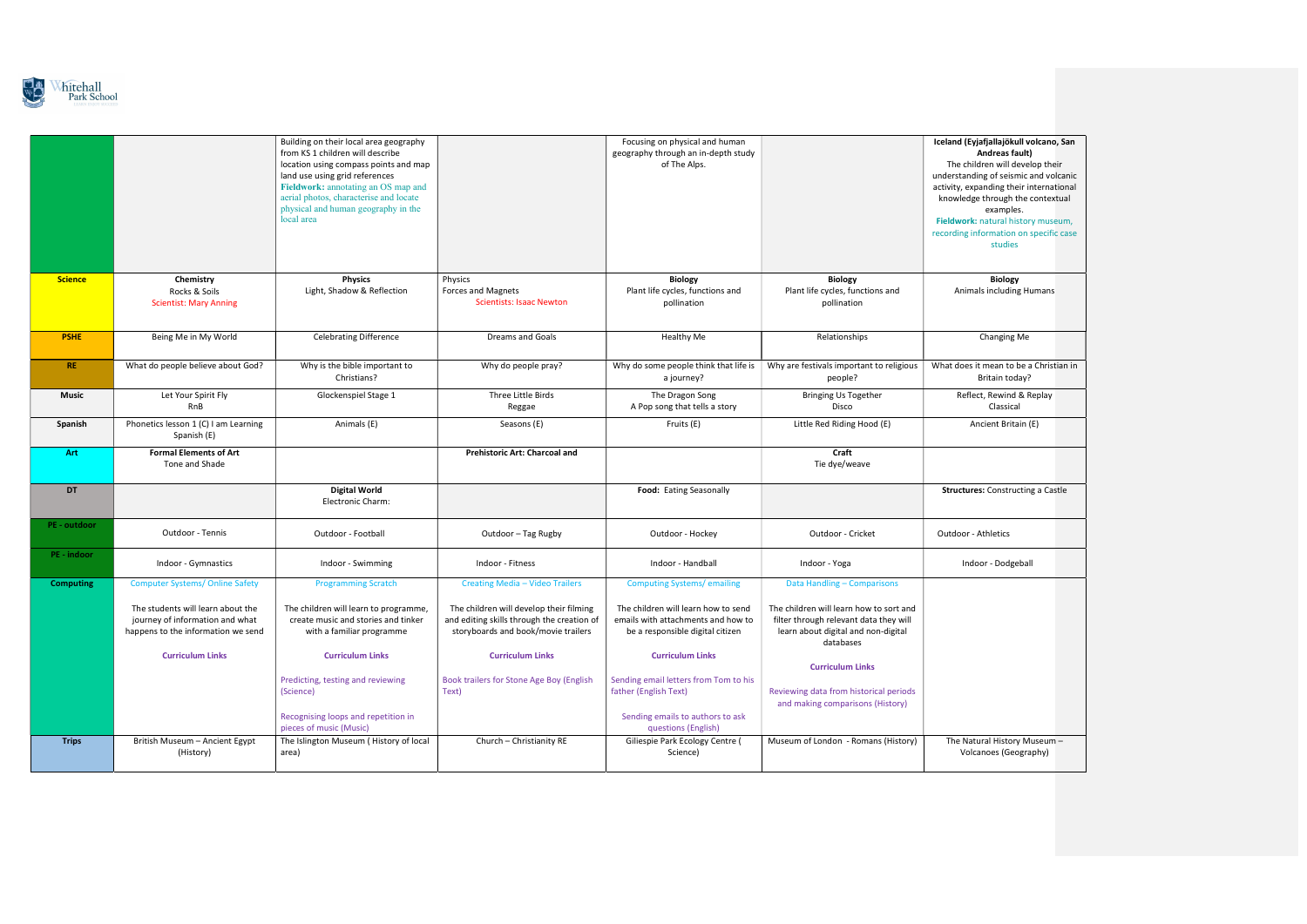| | | | | | | |
|---|---|---|---|---|---|---|
| | | Building on their local area geography from KS 1 children will describe location using compass points and map land use using grid references<br>**Fieldwork:** annotating an OS map and aerial photos, characterise and locate physical and human geography in the local area | | Focusing on physical and human geography through an in-depth study of The Alps. | | **Iceland (Eyjafjallajökull volcano, San Andreas fault)**<br>The children will develop their understanding of seismic and volcanic activity, expanding their international knowledge through the contextual examples.<br>**Fieldwork:** natural history museum, recording information on specific case studies |
| **Science** | **Chemistry**<br>Rocks & Soils<br>Scientist: Mary Anning | **Physics**<br>Light, Shadow & Reflection | Physics<br>Forces and Magnets<br>Scientists: Isaac Newton | **Biology**<br>Plant life cycles, functions and pollination | **Biology**<br>Plant life cycles, functions and pollination | **Biology**<br>Animals including Humans |
| **PSHE** | Being Me in My World | Celebrating Difference | Dreams and Goals | Healthy Me | Relationships | Changing Me |
| **RE** | What do people believe about God? | Why is the bible important to Christians? | Why do people pray? | Why do some people think that life is a journey? | Why are festivals important to religious people? | What does it mean to be a Christian in Britain today? |
| **Music** | Let Your Spirit Fly<br>RnB | Glockenspiel Stage 1 | Three Little Birds<br>Reggae | The Dragon Song<br>A Pop song that tells a story | Bringing Us Together<br>Disco | Reflect, Rewind & Replay<br>Classical |
| **Spanish** | Phonetics lesson 1 (C) I am Learning Spanish (E) | Animals (E) | Seasons (E) | Fruits (E) | Little Red Riding Hood (E) | Ancient Britain (E) |
| **Art** | **Formal Elements of Art**<br>Tone and Shade | | **Prehistoric Art: Charcoal and** | | **Craft**<br>Tie dye/weave | |
| **DT** | | **Digital World**<br>Electronic Charm: | | **Food:** Eating Seasonally | | **Structures:** Constructing a Castle |
| **PE - outdoor** | Outdoor - Tennis | Outdoor - Football | Outdoor – Tag Rugby | Outdoor - Hockey | Outdoor - Cricket | Outdoor - Athletics |
| **PE - indoor** | Indoor - Gymnastics | Indoor - Swimming | Indoor - Fitness | Indoor - Handball | Indoor - Yoga | Indoor - Dodgeball |
| **Computing** | Computer Systems/ Online Safety<br><br>The students will learn about the journey of information and what happens to the information we send<br><br>**Curriculum Links** | Programming Scratch<br><br>The children will learn to programme, create music and stories and tinker with a familiar programme<br><br>**Curriculum Links**<br><br>Predicting, testing and reviewing (Science)<br><br>Recognising loops and repetition in pieces of music (Music) | Creating Media – Video Trailers<br><br>The children will develop their filming and editing skills through the creation of storyboards and book/movie trailers<br><br>**Curriculum Links**<br><br>Book trailers for Stone Age Boy (English Text) | Computing Systems/ emailing<br><br>The children will learn how to send emails with attachments and how to be a responsible digital citizen<br><br>**Curriculum Links**<br><br>Sending email letters from Tom to his father (English Text)<br><br>Sending emails to authors to ask questions (English) | Data Handling – Comparisons<br><br>The children will learn how to sort and filter through relevant data they will learn about digital and non-digital databases<br><br>**Curriculum Links**<br><br>Reviewing data from historical periods and making comparisons (History) | |
| **Trips** | British Museum – Ancient Egypt (History) | The Islington Museum ( History of local area) | Church – Christianity RE | Giliespie Park Ecology Centre ( Science) | Museum of London - Romans (History) | The Natural History Museum – Volcanoes (Geography) |